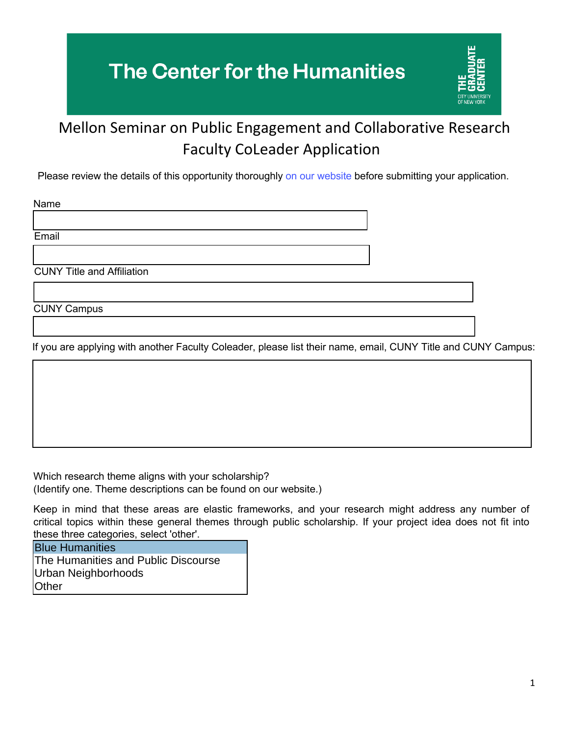# The Center for the Humanities

THE GRADUATE CENTER
CITY UNIVERSITY OF NEW YORK

## Mellon Seminar on Public Engagement and Collaborative Research
## Faculty CoLeader Application

Please review the details of this opportunity thoroughly on our website before submitting your application.

Name

Email

CUNY Title and Affiliation

CUNY Campus

If you are applying with another Faculty Coleader, please list their name, email, CUNY Title and CUNY Campus:

Which research theme aligns with your scholarship?
(Identify one. Theme descriptions can be found on our website.)

Keep in mind that these areas are elastic frameworks, and your research might address any number of critical topics within these general themes through public scholarship. If your project idea does not fit into these three categories, select 'other'.

- Blue Humanities
- The Humanities and Public Discourse
- Urban Neighborhoods
- Other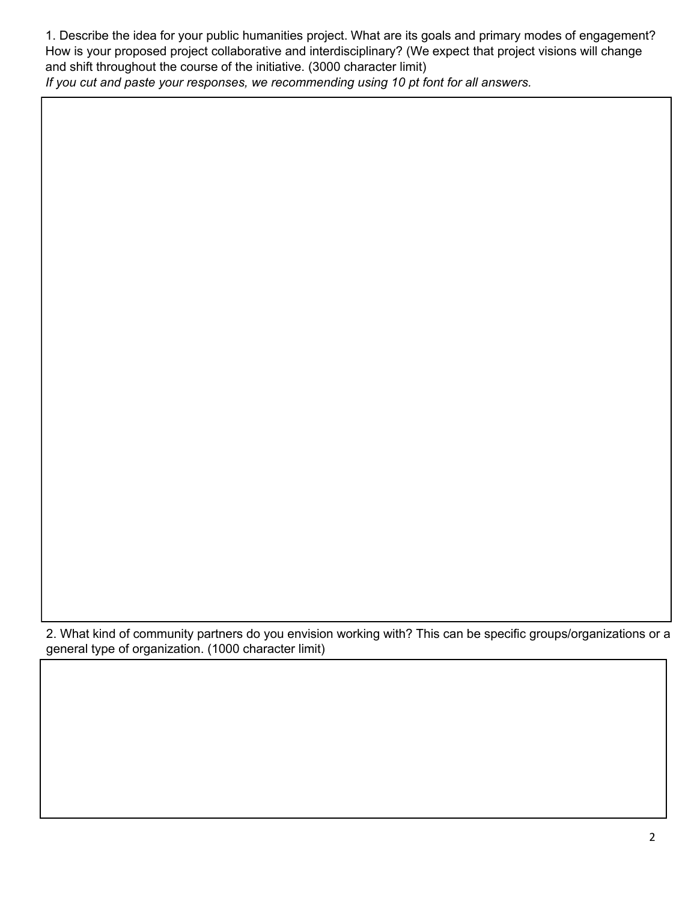1. Describe the idea for your public humanities project. What are its goals and primary modes of engagement? How is your proposed project collaborative and interdisciplinary? (We expect that project visions will change and shift throughout the course of the initiative. (3000 character limit)

*If you cut and paste your responses, we recommending using 10 pt font for all answers.*

2. What kind of community partners do you envision working with? This can be specific groups/organizations or a general type of organization. (1000 character limit)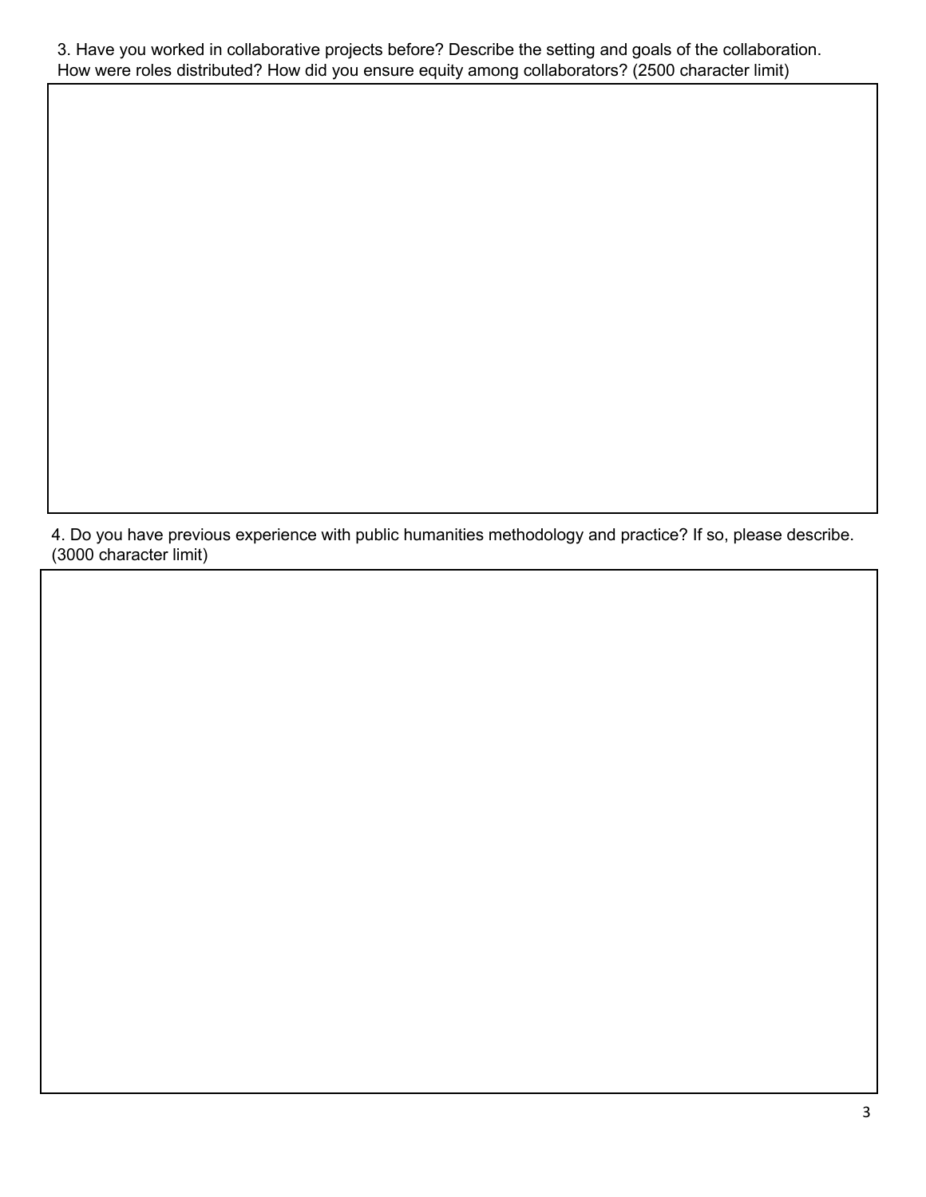3. Have you worked in collaborative projects before? Describe the setting and goals of the collaboration. How were roles distributed? How did you ensure equity among collaborators? (2500 character limit)

4. Do you have previous experience with public humanities methodology and practice? If so, please describe. (3000 character limit)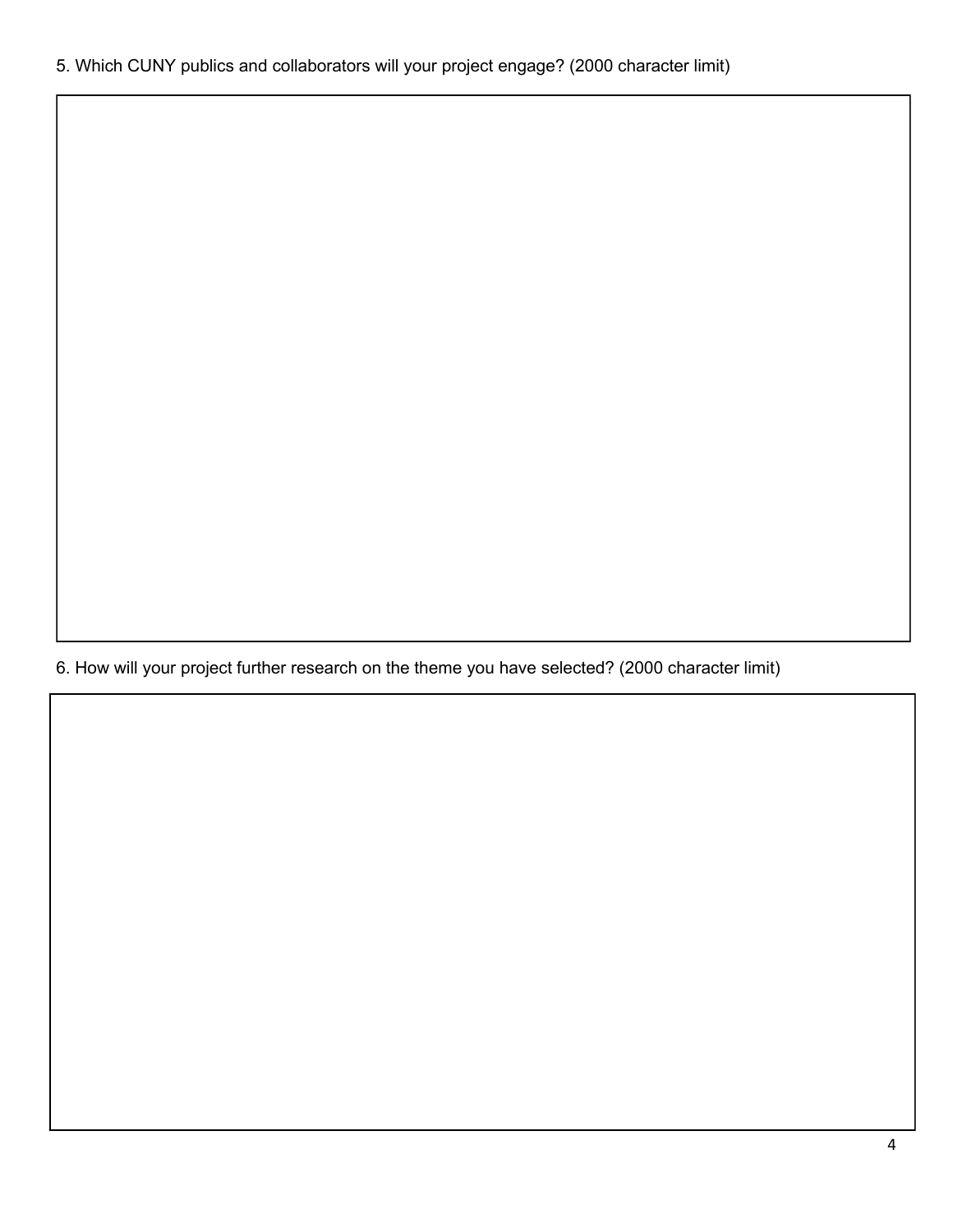5. Which CUNY publics and collaborators will your project engage? (2000 character limit)

6. How will your project further research on the theme you have selected? (2000 character limit)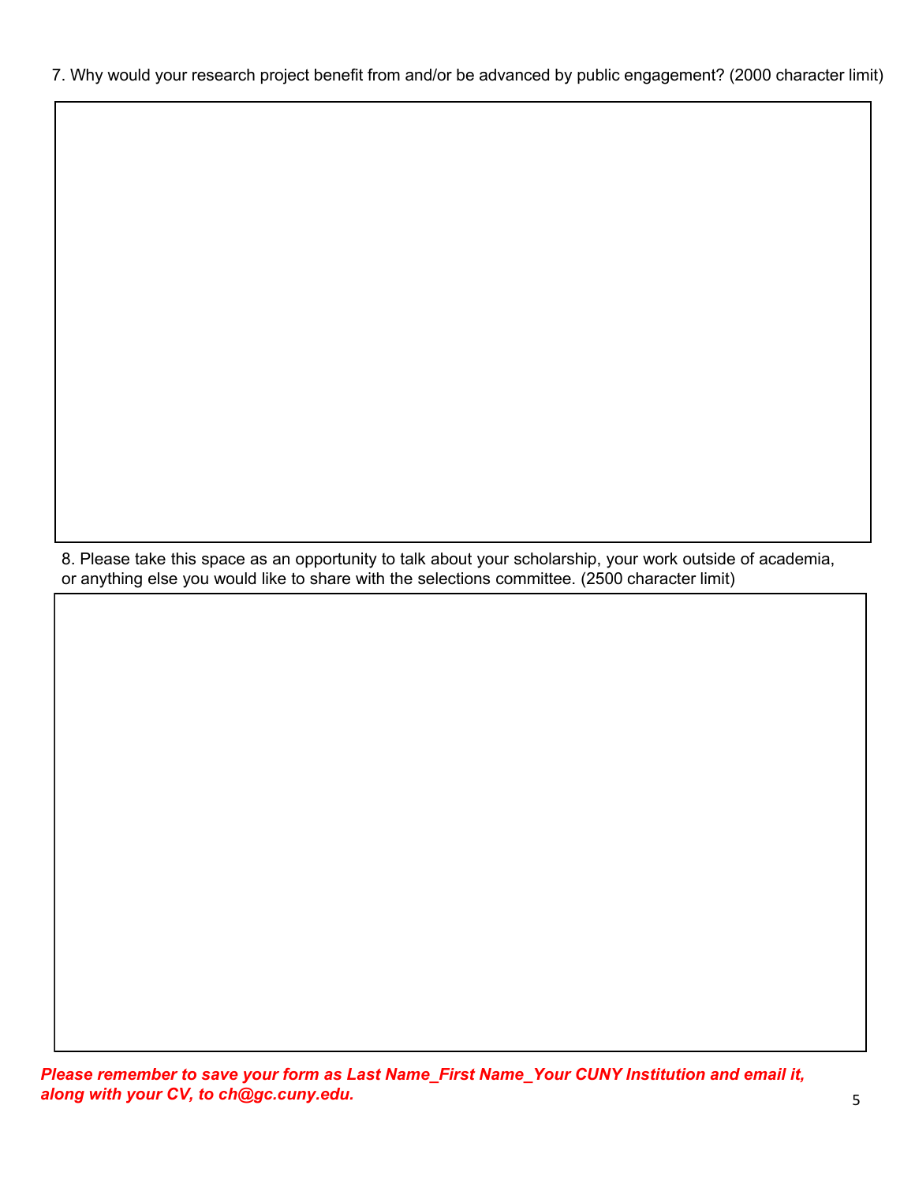7. Why would your research project benefit from and/or be advanced by public engagement? (2000 character limit)

8. Please take this space as an opportunity to talk about your scholarship, your work outside of academia, or anything else you would like to share with the selections committee. (2500 character limit)

***Please remember to save your form as Last Name_First Name_Your CUNY Institution and email it, along with your CV, to ch@gc.cuny.edu.***